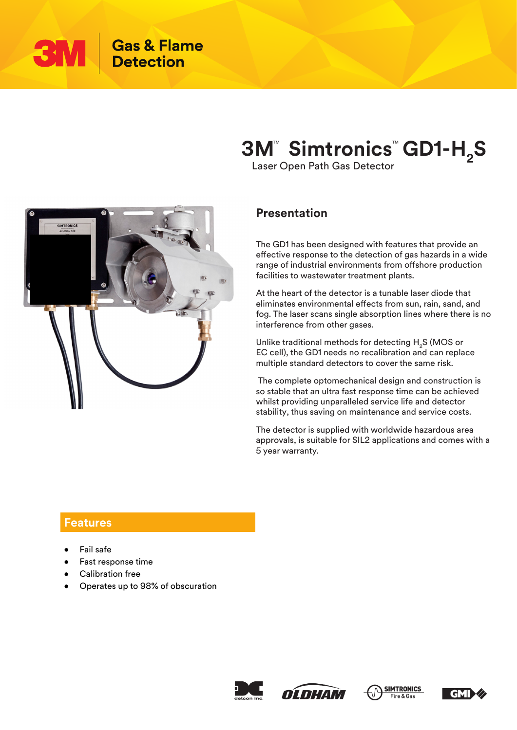3M Gas & Flame Detection

# 3M™ Simtronics™ GD1-$H_2S$

Laser Open Path Gas Detector

## Presentation

The GD1 has been designed with features that provide an effective response to the detection of gas hazards in a wide range of industrial environments from offshore production facilities to wastewater treatment plants.

At the heart of the detector is a tunable laser diode that eliminates environmental effects from sun, rain, sand, and fog. The laser scans single absorption lines where there is no interference from other gases.

Unlike traditional methods for detecting $H_2S$ (MOS or EC cell), the GD1 needs no recalibration and can replace multiple standard detectors to cover the same risk.

The complete optomechanical design and construction is so stable that an ultra fast response time can be achieved whilst providing unparalleled service life and detector stability, thus saving on maintenance and service costs.

The detector is supplied with worldwide hazardous area approvals, is suitable for SIL2 applications and comes with a 5 year warranty.

## Features

- Fail safe
- Fast response time
- Calibration free
- Operates up to 98% of obscuration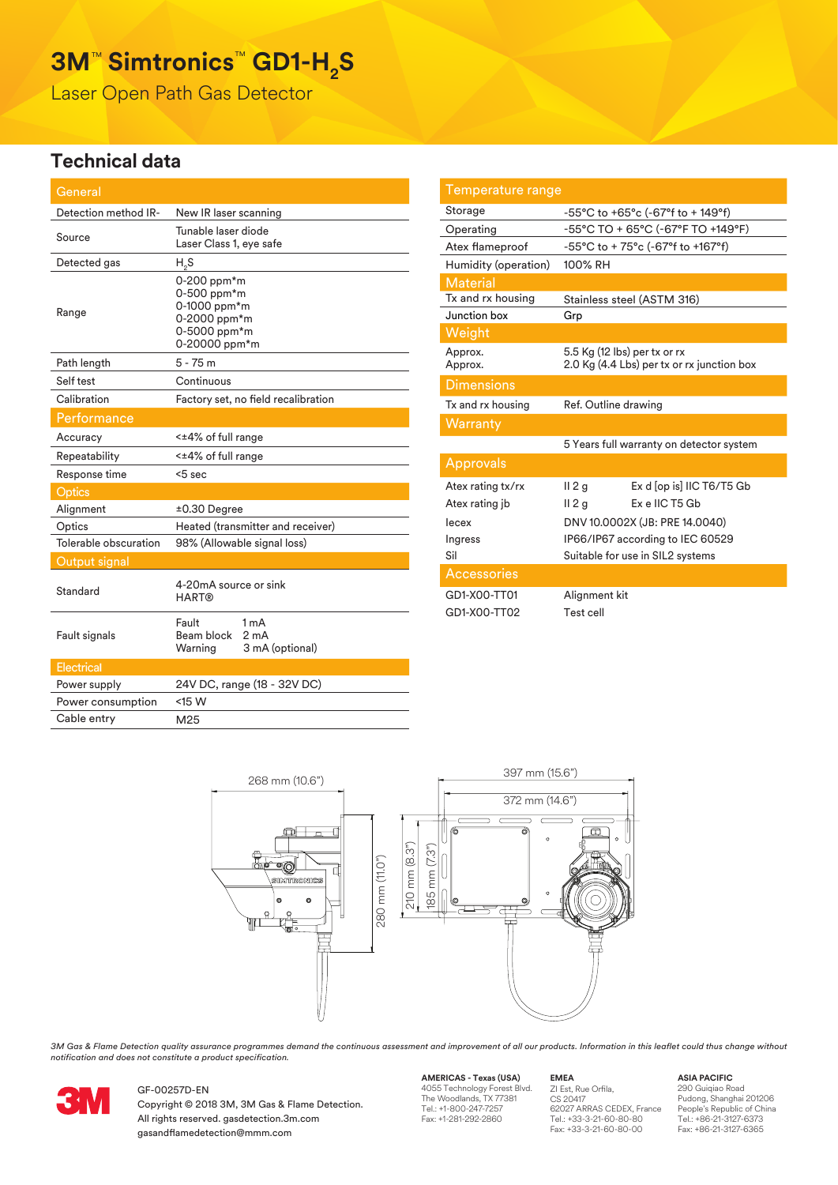# 3M™ Simtronics™ GD1-$H_2S$

Laser Open Path Gas Detector

## Technical data

| | |
|---|---|
| **General** | |
| Detection method IR- | New IR laser scanning |
| Source | Tunable laser diode<br>Laser Class 1, eye safe |
| Detected gas | $H_2S$ |
| Range | 0-200 ppm*m<br>0-500 ppm*m<br>0-1000 ppm*m<br>0-2000 ppm*m<br>0-5000 ppm*m<br>0-20000 ppm*m |
| Path length | 5 - 75 m |
| Self test | Continuous |
| Calibration | Factory set, no field recalibration |
| **Performance** | |
| Accuracy | <±4% of full range |
| Repeatability | <±4% of full range |
| Response time | <5 sec |
| **Optics** | |
| Alignment | ±0.30 Degree |
| Optics | Heated (transmitter and receiver) |
| Tolerable obscuration | 98% (Allowable signal loss) |
| **Output signal** | |
| Standard | 4-20mA source or sink<br>HART® |
| Fault signals | Fault 1 mA<br>Beam block 2 mA<br>Warning 3 mA (optional) |
| **Electrical** | |
| Power supply | 24V DC, range (18 - 32V DC) |
| Power consumption | <15 W |
| Cable entry | M25 |

| | | |
|---|---|---|
| **Temperature range** | | |
| Storage | -55°C to +65°c (-67°f to + 149°f) | |
| Operating | -55°C TO + 65°C (-67°F TO +149°F) | |
| Atex flameproof | -55°C to + 75°c (-67°f to +167°f) | |
| Humidity (operation) | 100% RH | |
| **Material** | | |
| Tx and rx housing | Stainless steel (ASTM 316) | |
| Junction box | Grp | |
| **Weight** | | |
| Approx.<br>Approx. | 5.5 Kg (12 lbs) per tx or rx<br>2.0 Kg (4.4 Lbs) per tx or rx junction box | |
| **Dimensions** | | |
| Tx and rx housing | Ref. Outline drawing | |
| **Warranty** | | |
| | 5 Years full warranty on detector system | |
| **Approvals** | | |
| Atex rating tx/rx | II 2 g | Ex d [op is] IIC T6/T5 Gb |
| Atex rating jb | II 2 g | Ex e IIC T5 Gb |
| Iecex | DNV 10.0002X (JB: PRE 14.0040) | |
| Ingress | IP66/IP67 according to IEC 60529 | |
| Sil | Suitable for use in SIL2 systems | |
| **Accessories** | | |
| GD1-X00-TT01 | Alignment kit | |
| GD1-X00-TT02 | Test cell | |

268 mm (10.6")
280 mm (11.0")
397 mm (15.6")
372 mm (14.6")
210 mm (8.3")
185 mm (7.3")

*3M Gas & Flame Detection quality assurance programmes demand the continuous assessment and improvement of all our products. Information in this leaflet could thus change without notification and does not constitute a product specification.*

GF-00257D-EN
Copyright © 2018 3M, 3M Gas & Flame Detection.
All rights reserved. gasdetection.3m.com
gasandflamedetection@mmm.com

**AMERICAS - Texas (USA)**
4055 Technology Forest Blvd.
The Woodlands, TX 77381
Tel.: +1-800-247-7257
Fax: +1-281-292-2860

**EMEA**
ZI Est, Rue Orfila,
CS 20417
62027 ARRAS CEDEX, France
Tel.: +33-3-21-60-80-80
Fax: +33-3-21-60-80-00

**ASIA PACIFIC**
290 Guiqiao Road
Pudong, Shanghai 201206
People's Republic of China
Tel.: +86-21-3127-6373
Fax: +86-21-3127-6365